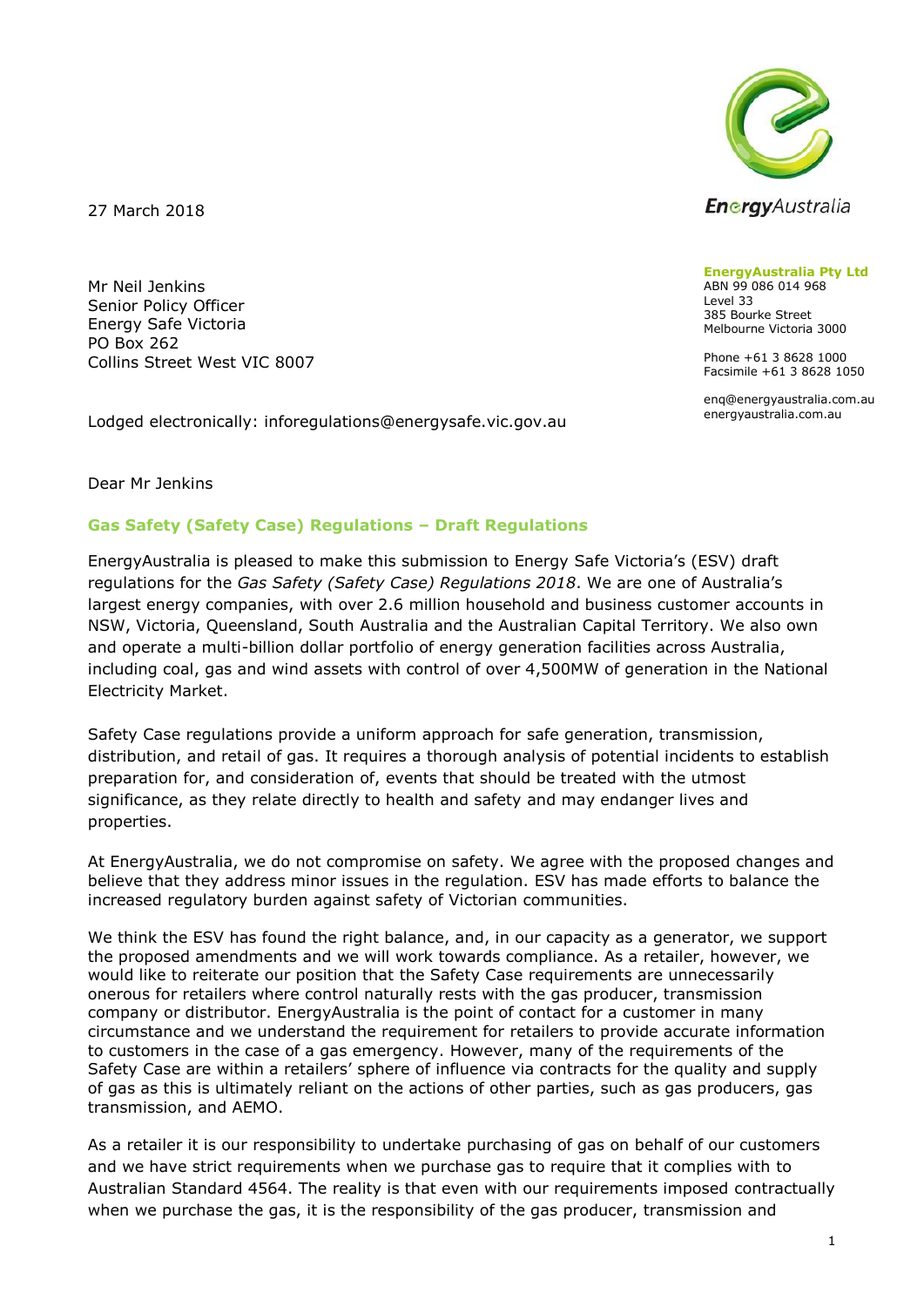EnergyAustralia

**EnergyAustralia Pty Ltd**
ABN 99 086 014 968
Level 33
385 Bourke Street
Melbourne Victoria 3000

Phone +61 3 8628 1000
Facsimile +61 3 8628 1050

enq@energyaustralia.com.au
energyaustralia.com.au

27 March 2018

Mr Neil Jenkins
Senior Policy Officer
Energy Safe Victoria
PO Box 262
Collins Street West VIC 8007

Lodged electronically: inforegulations@energysafe.vic.gov.au

Dear Mr Jenkins

## Gas Safety (Safety Case) Regulations – Draft Regulations

EnergyAustralia is pleased to make this submission to Energy Safe Victoria's (ESV) draft regulations for the *Gas Safety (Safety Case) Regulations 2018*. We are one of Australia's largest energy companies, with over 2.6 million household and business customer accounts in NSW, Victoria, Queensland, South Australia and the Australian Capital Territory. We also own and operate a multi-billion dollar portfolio of energy generation facilities across Australia, including coal, gas and wind assets with control of over 4,500MW of generation in the National Electricity Market.

Safety Case regulations provide a uniform approach for safe generation, transmission, distribution, and retail of gas. It requires a thorough analysis of potential incidents to establish preparation for, and consideration of, events that should be treated with the utmost significance, as they relate directly to health and safety and may endanger lives and properties.

At EnergyAustralia, we do not compromise on safety. We agree with the proposed changes and believe that they address minor issues in the regulation. ESV has made efforts to balance the increased regulatory burden against safety of Victorian communities.

We think the ESV has found the right balance, and, in our capacity as a generator, we support the proposed amendments and we will work towards compliance. As a retailer, however, we would like to reiterate our position that the Safety Case requirements are unnecessarily onerous for retailers where control naturally rests with the gas producer, transmission company or distributor. EnergyAustralia is the point of contact for a customer in many circumstance and we understand the requirement for retailers to provide accurate information to customers in the case of a gas emergency. However, many of the requirements of the Safety Case are within a retailers' sphere of influence via contracts for the quality and supply of gas as this is ultimately reliant on the actions of other parties, such as gas producers, gas transmission, and AEMO.

As a retailer it is our responsibility to undertake purchasing of gas on behalf of our customers and we have strict requirements when we purchase gas to require that it complies with to Australian Standard 4564. The reality is that even with our requirements imposed contractually when we purchase the gas, it is the responsibility of the gas producer, transmission and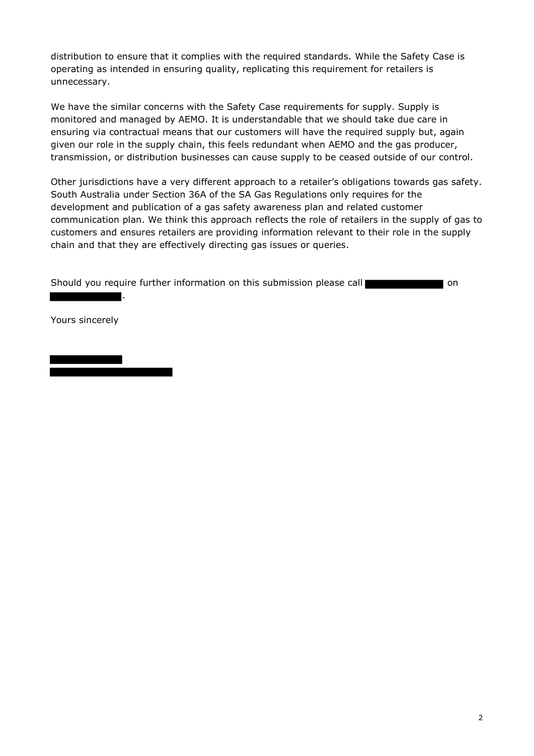distribution to ensure that it complies with the required standards. While the Safety Case is operating as intended in ensuring quality, replicating this requirement for retailers is unnecessary.

We have the similar concerns with the Safety Case requirements for supply. Supply is monitored and managed by AEMO. It is understandable that we should take due care in ensuring via contractual means that our customers will have the required supply but, again given our role in the supply chain, this feels redundant when AEMO and the gas producer, transmission, or distribution businesses can cause supply to be ceased outside of our control.

Other jurisdictions have a very different approach to a retailer's obligations towards gas safety. South Australia under Section 36A of the SA Gas Regulations only requires for the development and publication of a gas safety awareness plan and related customer communication plan. We think this approach reflects the role of retailers in the supply of gas to customers and ensures retailers are providing information relevant to their role in the supply chain and that they are effectively directing gas issues or queries.

Should you require further information on this submission please call [REDACTED] on [REDACTED].

Yours sincerely

[REDACTED]
[REDACTED]